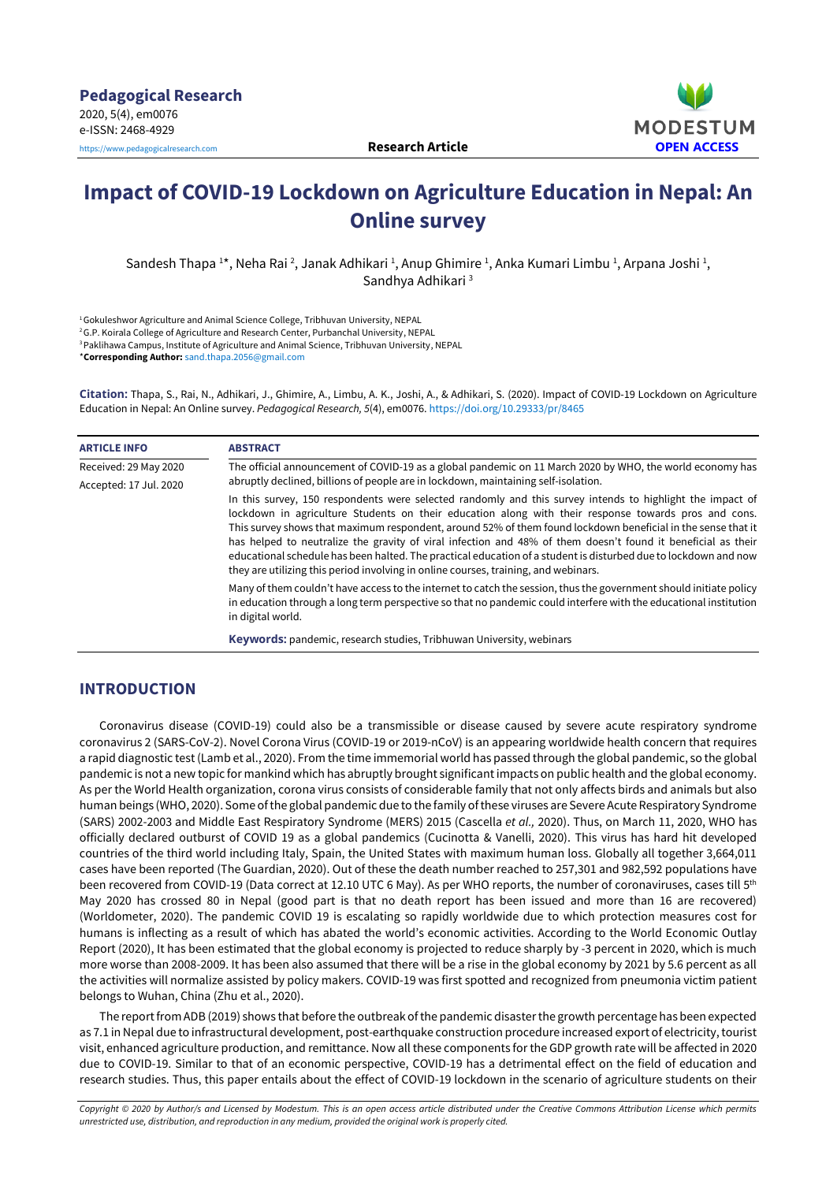**Pedagogical Research**
2020, 5(4), em0076
e-ISSN: 2468-4929
https://www.pedagogicalresearch.com

**Research Article**

MODESTUM **OPEN ACCESS**

# Impact of COVID-19 Lockdown on Agriculture Education in Nepal: An Online survey

Sandesh Thapa [1*], Neha Rai [2], Janak Adhikari [1], Anup Ghimire [1], Anka Kumari Limbu [1], Arpana Joshi [1], Sandhya Adhikari [3]

[1] Gokuleshwor Agriculture and Animal Science College, Tribhuvan University, NEPAL
[2] G.P. Koirala College of Agriculture and Research Center, Purbanchal University, NEPAL
[3] Paklihawa Campus, Institute of Agriculture and Animal Science, Tribhuvan University, NEPAL
*__Corresponding Author:__ sand.thapa.2056@gmail.com

**Citation:** Thapa, S., Rai, N., Adhikari, J., Ghimire, A., Limbu, A. K., Joshi, A., & Adhikari, S. (2020). Impact of COVID-19 Lockdown on Agriculture Education in Nepal: An Online survey. *Pedagogical Research, 5*(4), em0076. https://doi.org/10.29333/pr/8465

**ARTICLE INFO**

Received: 29 May 2020
Accepted: 17 Jul. 2020

**ABSTRACT**

The official announcement of COVID-19 as a global pandemic on 11 March 2020 by WHO, the world economy has abruptly declined, billions of people are in lockdown, maintaining self-isolation.

In this survey, 150 respondents were selected randomly and this survey intends to highlight the impact of lockdown in agriculture Students on their education along with their response towards pros and cons. This survey shows that maximum respondent, around 52% of them found lockdown beneficial in the sense that it has helped to neutralize the gravity of viral infection and 48% of them doesn't found it beneficial as their educational schedule has been halted. The practical education of a student is disturbed due to lockdown and now they are utilizing this period involving in online courses, training, and webinars.

Many of them couldn't have access to the internet to catch the session, thus the government should initiate policy in education through a long term perspective so that no pandemic could interfere with the educational institution in digital world.

**Keywords:** pandemic, research studies, Tribhuwan University, webinars

## INTRODUCTION

Coronavirus disease (COVID-19) could also be a transmissible or disease caused by severe acute respiratory syndrome coronavirus 2 (SARS-CoV-2). Novel Corona Virus (COVID-19 or 2019-nCoV) is an appearing worldwide health concern that requires a rapid diagnostic test (Lamb et al., 2020). From the time immemorial world has passed through the global pandemic, so the global pandemic is not a new topic for mankind which has abruptly brought significant impacts on public health and the global economy. As per the World Health organization, corona virus consists of considerable family that not only affects birds and animals but also human beings (WHO, 2020). Some of the global pandemic due to the family of these viruses are Severe Acute Respiratory Syndrome (SARS) 2002-2003 and Middle East Respiratory Syndrome (MERS) 2015 (Cascella *et al.,* 2020). Thus, on March 11, 2020, WHO has officially declared outburst of COVID 19 as a global pandemics (Cucinotta & Vanelli, 2020). This virus has hard hit developed countries of the third world including Italy, Spain, the United States with maximum human loss. Globally all together 3,664,011 cases have been reported (The Guardian, 2020). Out of these the death number reached to 257,301 and 982,592 populations have been recovered from COVID-19 (Data correct at 12.10 UTC 6 May). As per WHO reports, the number of coronaviruses, cases till 5th May 2020 has crossed 80 in Nepal (good part is that no death report has been issued and more than 16 are recovered) (Worldometer, 2020). The pandemic COVID 19 is escalating so rapidly worldwide due to which protection measures cost for humans is inflecting as a result of which has abated the world's economic activities. According to the World Economic Outlay Report (2020), It has been estimated that the global economy is projected to reduce sharply by -3 percent in 2020, which is much more worse than 2008-2009. It has been also assumed that there will be a rise in the global economy by 2021 by 5.6 percent as all the activities will normalize assisted by policy makers. COVID-19 was first spotted and recognized from pneumonia victim patient belongs to Wuhan, China (Zhu et al., 2020).

The report from ADB (2019) shows that before the outbreak of the pandemic disaster the growth percentage has been expected as 7.1 in Nepal due to infrastructural development, post-earthquake construction procedure increased export of electricity, tourist visit, enhanced agriculture production, and remittance. Now all these components for the GDP growth rate will be affected in 2020 due to COVID-19. Similar to that of an economic perspective, COVID-19 has a detrimental effect on the field of education and research studies. Thus, this paper entails about the effect of COVID-19 lockdown in the scenario of agriculture students on their

*Copyright © 2020 by Author/s and Licensed by Modestum. This is an open access article distributed under the Creative Commons Attribution License which permits unrestricted use, distribution, and reproduction in any medium, provided the original work is properly cited.*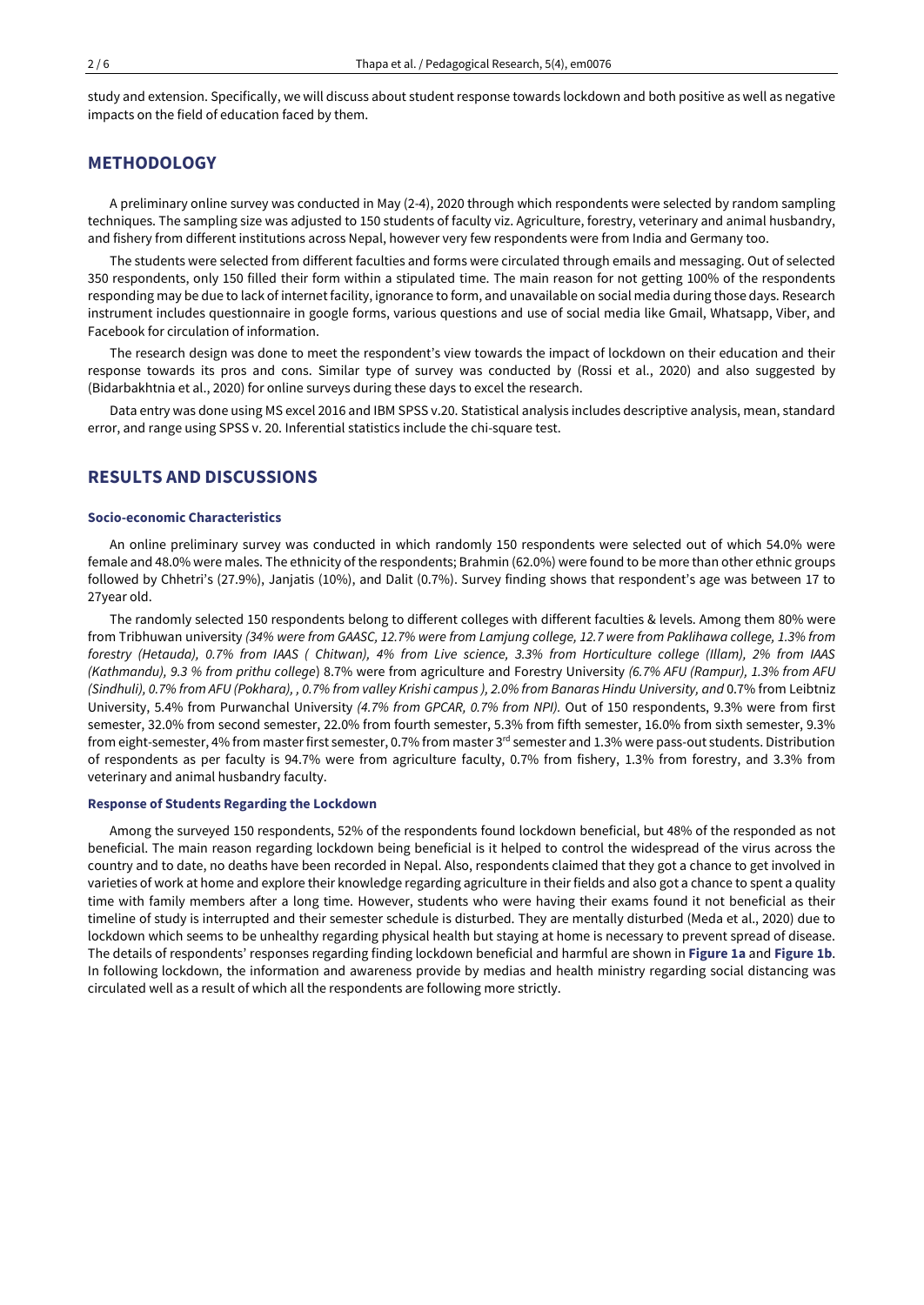study and extension. Specifically, we will discuss about student response towards lockdown and both positive as well as negative impacts on the field of education faced by them.

## METHODOLOGY

A preliminary online survey was conducted in May (2-4), 2020 through which respondents were selected by random sampling techniques. The sampling size was adjusted to 150 students of faculty viz. Agriculture, forestry, veterinary and animal husbandry, and fishery from different institutions across Nepal, however very few respondents were from India and Germany too.

The students were selected from different faculties and forms were circulated through emails and messaging. Out of selected 350 respondents, only 150 filled their form within a stipulated time. The main reason for not getting 100% of the respondents responding may be due to lack of internet facility, ignorance to form, and unavailable on social media during those days. Research instrument includes questionnaire in google forms, various questions and use of social media like Gmail, Whatsapp, Viber, and Facebook for circulation of information.

The research design was done to meet the respondent's view towards the impact of lockdown on their education and their response towards its pros and cons. Similar type of survey was conducted by (Rossi et al., 2020) and also suggested by (Bidarbakhtnia et al., 2020) for online surveys during these days to excel the research.

Data entry was done using MS excel 2016 and IBM SPSS v.20. Statistical analysis includes descriptive analysis, mean, standard error, and range using SPSS v. 20. Inferential statistics include the chi-square test.

## RESULTS AND DISCUSSIONS

### Socio-economic Characteristics

An online preliminary survey was conducted in which randomly 150 respondents were selected out of which 54.0% were female and 48.0% were males. The ethnicity of the respondents; Brahmin (62.0%) were found to be more than other ethnic groups followed by Chhetri's (27.9%), Janjatis (10%), and Dalit (0.7%). Survey finding shows that respondent's age was between 17 to 27year old.

The randomly selected 150 respondents belong to different colleges with different faculties & levels. Among them 80% were from Tribhuwan university *(34% were from GAASC, 12.7% were from Lamjung college, 12.7 were from Paklihawa college, 1.3% from forestry (Hetauda), 0.7% from IAAS ( Chitwan), 4% from Live science, 3.3% from Horticulture college (Illam), 2% from IAAS (Kathmandu), 9.3 % from prithu college*) 8.7% were from agriculture and Forestry University *(6.7% AFU (Rampur), 1.3% from AFU (Sindhuli), 0.7% from AFU (Pokhara), , 0.7% from valley Krishi campus ), 2.0% from Banaras Hindu University, and* 0.7% from Leibtniz University, 5.4% from Purwanchal University *(4.7% from GPCAR, 0.7% from NPI).* Out of 150 respondents, 9.3% were from first semester, 32.0% from second semester, 22.0% from fourth semester, 5.3% from fifth semester, 16.0% from sixth semester, 9.3% from eight-semester, 4% from master first semester, 0.7% from master 3rd semester and 1.3% were pass-out students. Distribution of respondents as per faculty is 94.7% were from agriculture faculty, 0.7% from fishery, 1.3% from forestry, and 3.3% from veterinary and animal husbandry faculty.

### Response of Students Regarding the Lockdown

Among the surveyed 150 respondents, 52% of the respondents found lockdown beneficial, but 48% of the responded as not beneficial. The main reason regarding lockdown being beneficial is it helped to control the widespread of the virus across the country and to date, no deaths have been recorded in Nepal. Also, respondents claimed that they got a chance to get involved in varieties of work at home and explore their knowledge regarding agriculture in their fields and also got a chance to spent a quality time with family members after a long time. However, students who were having their exams found it not beneficial as their timeline of study is interrupted and their semester schedule is disturbed. They are mentally disturbed (Meda et al., 2020) due to lockdown which seems to be unhealthy regarding physical health but staying at home is necessary to prevent spread of disease. The details of respondents' responses regarding finding lockdown beneficial and harmful are shown in **Figure 1a** and **Figure 1b**. In following lockdown, the information and awareness provide by medias and health ministry regarding social distancing was circulated well as a result of which all the respondents are following more strictly.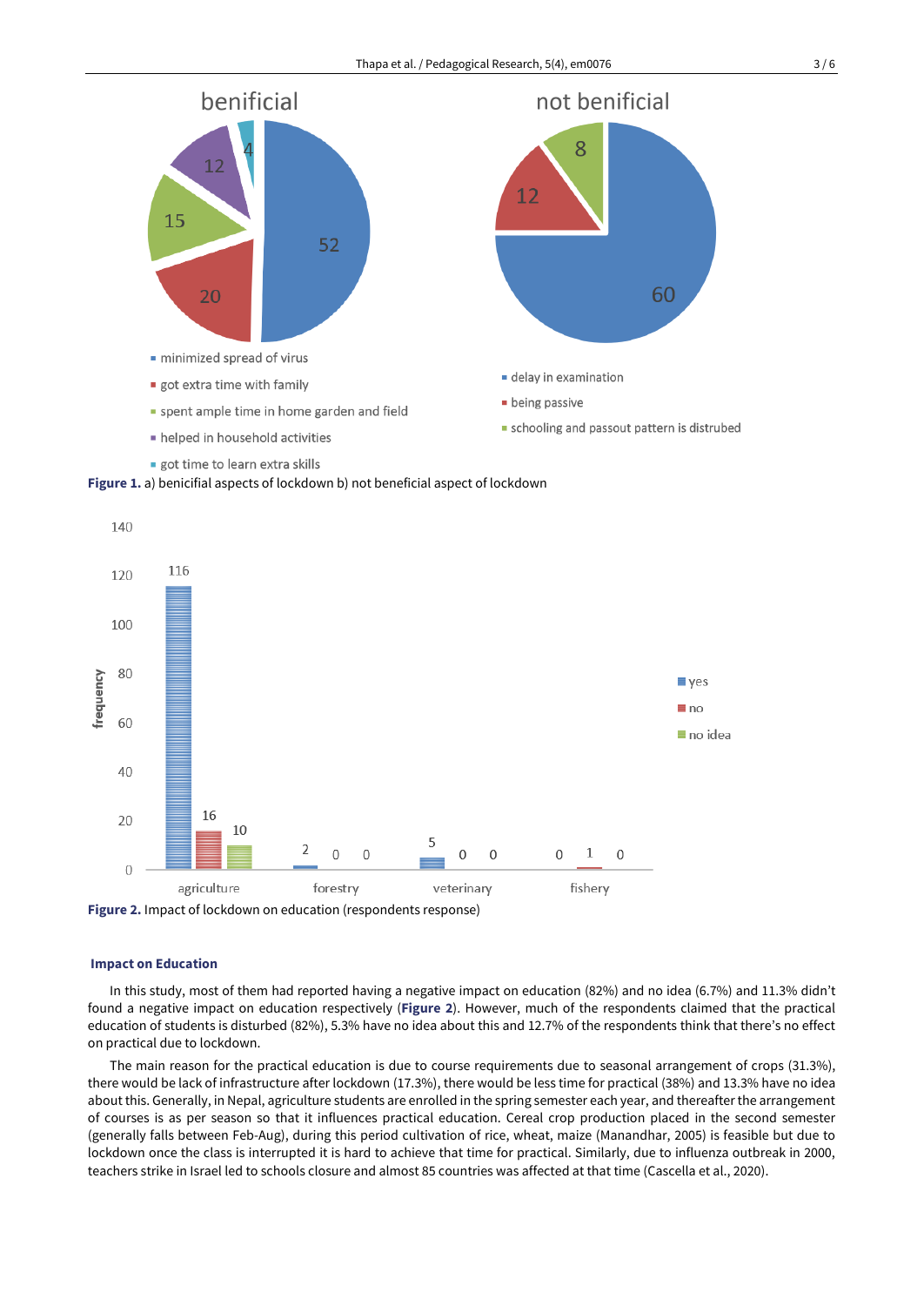**Figure 1.** a) benicifial aspects of lockdown b) not beneficial aspect of lockdown

**Figure 2.** Impact of lockdown on education (respondents response)

### Impact on Education

In this study, most of them had reported having a negative impact on education (82%) and no idea (6.7%) and 11.3% didn't found a negative impact on education respectively (**Figure 2**). However, much of the respondents claimed that the practical education of students is disturbed (82%), 5.3% have no idea about this and 12.7% of the respondents think that there's no effect on practical due to lockdown.

The main reason for the practical education is due to course requirements due to seasonal arrangement of crops (31.3%), there would be lack of infrastructure after lockdown (17.3%), there would be less time for practical (38%) and 13.3% have no idea about this. Generally, in Nepal, agriculture students are enrolled in the spring semester each year, and thereafter the arrangement of courses is as per season so that it influences practical education. Cereal crop production placed in the second semester (generally falls between Feb-Aug), during this period cultivation of rice, wheat, maize (Manandhar, 2005) is feasible but due to lockdown once the class is interrupted it is hard to achieve that time for practical. Similarly, due to influenza outbreak in 2000, teachers strike in Israel led to schools closure and almost 85 countries was affected at that time (Cascella et al., 2020).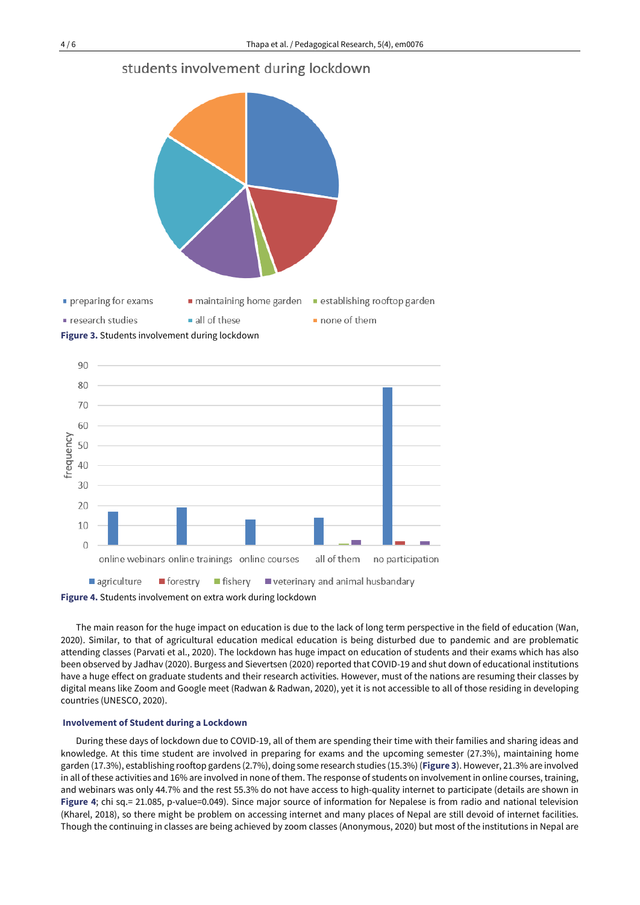**Figure 3.** Students involvement during lockdown

**Figure 4.** Students involvement on extra work during lockdown

The main reason for the huge impact on education is due to the lack of long term perspective in the field of education (Wan, 2020). Similar, to that of agricultural education medical education is being disturbed due to pandemic and are problematic attending classes (Parvati et al., 2020). The lockdown has huge impact on education of students and their exams which has also been observed by Jadhav (2020). Burgess and Sievertsen (2020) reported that COVID-19 and shut down of educational institutions have a huge effect on graduate students and their research activities. However, must of the nations are resuming their classes by digital means like Zoom and Google meet (Radwan & Radwan, 2020), yet it is not accessible to all of those residing in developing countries (UNESCO, 2020).

### Involvement of Student during a Lockdown

During these days of lockdown due to COVID-19, all of them are spending their time with their families and sharing ideas and knowledge. At this time student are involved in preparing for exams and the upcoming semester (27.3%), maintaining home garden (17.3%), establishing rooftop gardens (2.7%), doing some research studies (15.3%) (**Figure 3**). However, 21.3% are involved in all of these activities and 16% are involved in none of them. The response of students on involvement in online courses, training, and webinars was only 44.7% and the rest 55.3% do not have access to high-quality internet to participate (details are shown in **Figure 4**; chi sq.= 21.085, p-value=0.049). Since major source of information for Nepalese is from radio and national television (Kharel, 2018), so there might be problem on accessing internet and many places of Nepal are still devoid of internet facilities. Though the continuing in classes are being achieved by zoom classes (Anonymous, 2020) but most of the institutions in Nepal are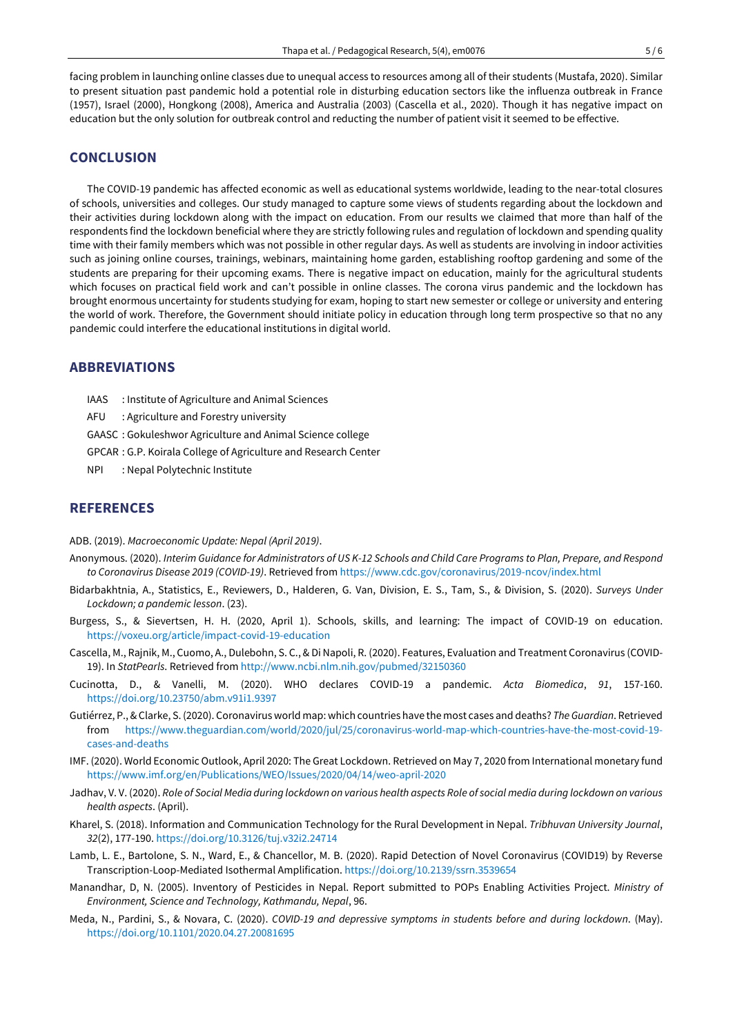facing problem in launching online classes due to unequal access to resources among all of their students (Mustafa, 2020). Similar to present situation past pandemic hold a potential role in disturbing education sectors like the influenza outbreak in France (1957), Israel (2000), Hongkong (2008), America and Australia (2003) (Cascella et al., 2020). Though it has negative impact on education but the only solution for outbreak control and reducting the number of patient visit it seemed to be effective.

## CONCLUSION

The COVID-19 pandemic has affected economic as well as educational systems worldwide, leading to the near-total closures of schools, universities and colleges. Our study managed to capture some views of students regarding about the lockdown and their activities during lockdown along with the impact on education. From our results we claimed that more than half of the respondents find the lockdown beneficial where they are strictly following rules and regulation of lockdown and spending quality time with their family members which was not possible in other regular days. As well as students are involving in indoor activities such as joining online courses, trainings, webinars, maintaining home garden, establishing rooftop gardening and some of the students are preparing for their upcoming exams. There is negative impact on education, mainly for the agricultural students which focuses on practical field work and can't possible in online classes. The corona virus pandemic and the lockdown has brought enormous uncertainty for students studying for exam, hoping to start new semester or college or university and entering the world of work. Therefore, the Government should initiate policy in education through long term prospective so that no any pandemic could interfere the educational institutions in digital world.

## ABBREVIATIONS

IAAS : Institute of Agriculture and Animal Sciences

AFU : Agriculture and Forestry university

GAASC : Gokuleshwor Agriculture and Animal Science college

GPCAR : G.P. Koirala College of Agriculture and Research Center

NPI : Nepal Polytechnic Institute

## REFERENCES

ADB. (2019). *Macroeconomic Update: Nepal (April 2019)*.

Anonymous. (2020). *Interim Guidance for Administrators of US K-12 Schools and Child Care Programs to Plan, Prepare, and Respond to Coronavirus Disease 2019 (COVID-19)*. Retrieved from https://www.cdc.gov/coronavirus/2019-ncov/index.html

Bidarbakhtnia, A., Statistics, E., Reviewers, D., Halderen, G. Van, Division, E. S., Tam, S., & Division, S. (2020). *Surveys Under Lockdown; a pandemic lesson*. (23).

Burgess, S., & Sievertsen, H. H. (2020, April 1). Schools, skills, and learning: The impact of COVID-19 on education. https://voxeu.org/article/impact-covid-19-education

Cascella, M., Rajnik, M., Cuomo, A., Dulebohn, S. C., & Di Napoli, R. (2020). Features, Evaluation and Treatment Coronavirus (COVID-19). In *StatPearls*. Retrieved from http://www.ncbi.nlm.nih.gov/pubmed/32150360

Cucinotta, D., & Vanelli, M. (2020). WHO declares COVID-19 a pandemic. *Acta Biomedica*, *91*, 157-160. https://doi.org/10.23750/abm.v91i1.9397

Gutiérrez, P., & Clarke, S. (2020). Coronavirus world map: which countries have the most cases and deaths? *The Guardian*. Retrieved from https://www.theguardian.com/world/2020/jul/25/coronavirus-world-map-which-countries-have-the-most-covid-19-cases-and-deaths

IMF. (2020). World Economic Outlook, April 2020: The Great Lockdown. Retrieved on May 7, 2020 from International monetary fund https://www.imf.org/en/Publications/WEO/Issues/2020/04/14/weo-april-2020

Jadhav, V. V. (2020). *Role of Social Media during lockdown on various health aspects Role of social media during lockdown on various health aspects*. (April).

Kharel, S. (2018). Information and Communication Technology for the Rural Development in Nepal. *Tribhuvan University Journal*, *32*(2), 177-190. https://doi.org/10.3126/tuj.v32i2.24714

Lamb, L. E., Bartolone, S. N., Ward, E., & Chancellor, M. B. (2020). Rapid Detection of Novel Coronavirus (COVID19) by Reverse Transcription-Loop-Mediated Isothermal Amplification. https://doi.org/10.2139/ssrn.3539654

Manandhar, D, N. (2005). Inventory of Pesticides in Nepal. Report submitted to POPs Enabling Activities Project. *Ministry of Environment, Science and Technology, Kathmandu, Nepal*, 96.

Meda, N., Pardini, S., & Novara, C. (2020). *COVID-19 and depressive symptoms in students before and during lockdown*. (May). https://doi.org/10.1101/2020.04.27.20081695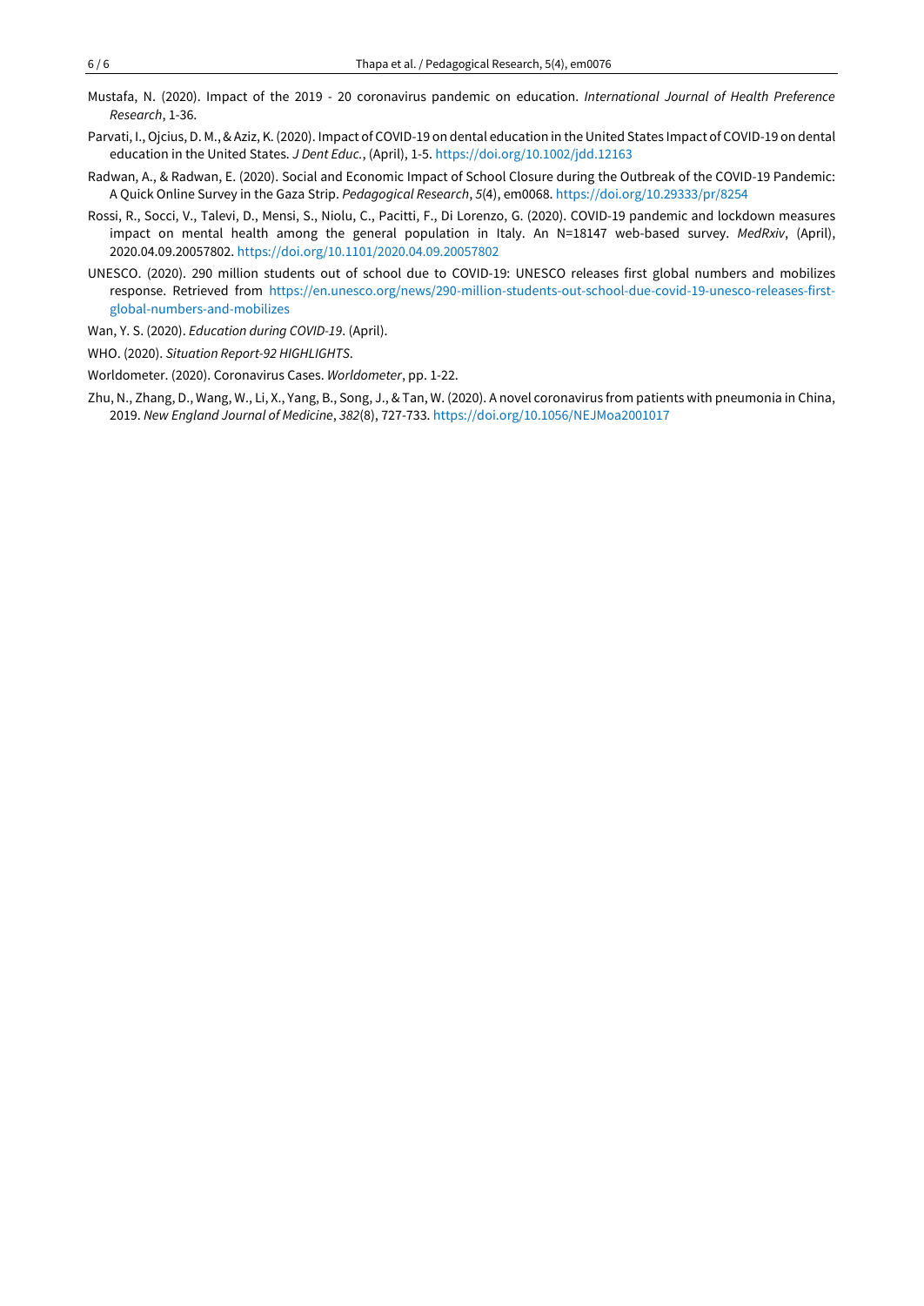Mustafa, N. (2020). Impact of the 2019 - 20 coronavirus pandemic on education. *International Journal of Health Preference Research*, 1-36.

Parvati, I., Ojcius, D. M., & Aziz, K. (2020). Impact of COVID-19 on dental education in the United States Impact of COVID-19 on dental education in the United States. *J Dent Educ.*, (April), 1-5. https://doi.org/10.1002/jdd.12163

Radwan, A., & Radwan, E. (2020). Social and Economic Impact of School Closure during the Outbreak of the COVID-19 Pandemic: A Quick Online Survey in the Gaza Strip. *Pedagogical Research*, *5*(4), em0068. https://doi.org/10.29333/pr/8254

Rossi, R., Socci, V., Talevi, D., Mensi, S., Niolu, C., Pacitti, F., Di Lorenzo, G. (2020). COVID-19 pandemic and lockdown measures impact on mental health among the general population in Italy. An N=18147 web-based survey. *MedRxiv*, (April), 2020.04.09.20057802. https://doi.org/10.1101/2020.04.09.20057802

UNESCO. (2020). 290 million students out of school due to COVID-19: UNESCO releases first global numbers and mobilizes response. Retrieved from https://en.unesco.org/news/290-million-students-out-school-due-covid-19-unesco-releases-first-global-numbers-and-mobilizes

Wan, Y. S. (2020). *Education during COVID-19*. (April).

WHO. (2020). *Situation Report-92 HIGHLIGHTS*.

Worldometer. (2020). Coronavirus Cases. *Worldometer*, pp. 1-22.

Zhu, N., Zhang, D., Wang, W., Li, X., Yang, B., Song, J., & Tan, W. (2020). A novel coronavirus from patients with pneumonia in China, 2019. *New England Journal of Medicine*, *382*(8), 727-733. https://doi.org/10.1056/NEJMoa2001017